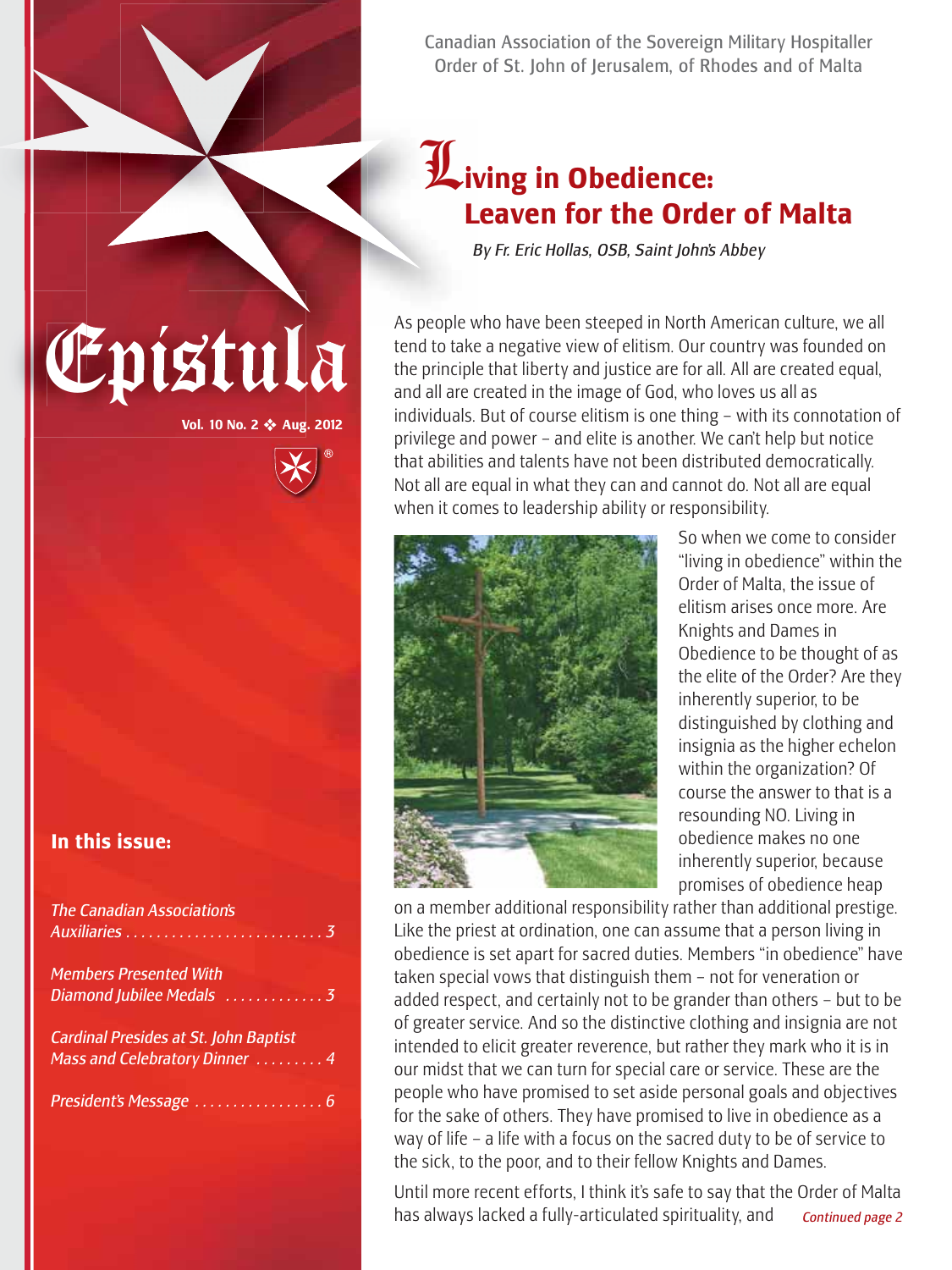# Epistula

**Vol. 10 No. 2 ❖ Aug. 2012**

Canadian Association of the Sovereign Military Hospitaller Order of St. John of Jerusalem, of Rhodes and of Malta

## In this issue:

*The Canadian Association's Auxiliaries* . . . . . . . . . . . . 3

*Members Presented With Diamond Jubilee Medals* . . . . . . . . . . . . 3

*Cardinal Presides at St. John Baptist Mass and Celebratory Dinner* . . . . . . . . . 4

*President's Message* . . . . . . . . . . . . . . . . 6

# Living in Obedience: Leaven for the Order of Malta

*By Fr. Eric Hollas, OSB, Saint John's Abbey*

As people who have been steeped in North American culture, we all tend to take a negative view of elitism. Our country was founded on the principle that liberty and justice are for all. All are created equal, and all are created in the image of God, who loves us all as individuals. But of course elitism is one thing – with its connotation of privilege and power – and elite is another. We can't help but notice that abilities and talents have not been distributed democratically. Not all are equal in what they can and cannot do. Not all are equal when it comes to leadership ability or responsibility.

So when we come to consider "living in obedience" within the Order of Malta, the issue of elitism arises once more. Are Knights and Dames in Obedience to be thought of as the elite of the Order? Are they inherently superior, to be distinguished by clothing and insignia as the higher echelon within the organization? Of course the answer to that is a resounding NO. Living in obedience makes no one inherently superior, because promises of obedience heap on a member additional responsibility rather than additional prestige. Like the priest at ordination, one can assume that a person living in obedience is set apart for sacred duties. Members "in obedience" have taken special vows that distinguish them – not for veneration or added respect, and certainly not to be grander than others – but to be of greater service. And so the distinctive clothing and insignia are not intended to elicit greater reverence, but rather they mark who it is in our midst that we can turn for special care or service. These are the people who have promised to set aside personal goals and objectives for the sake of others. They have promised to live in obedience as a way of life – a life with a focus on the sacred duty to be of service to the sick, to the poor, and to their fellow Knights and Dames.

Until more recent efforts, I think it's safe to say that the Order of Malta has always lacked a fully-articulated spirituality, and *Continued page 2*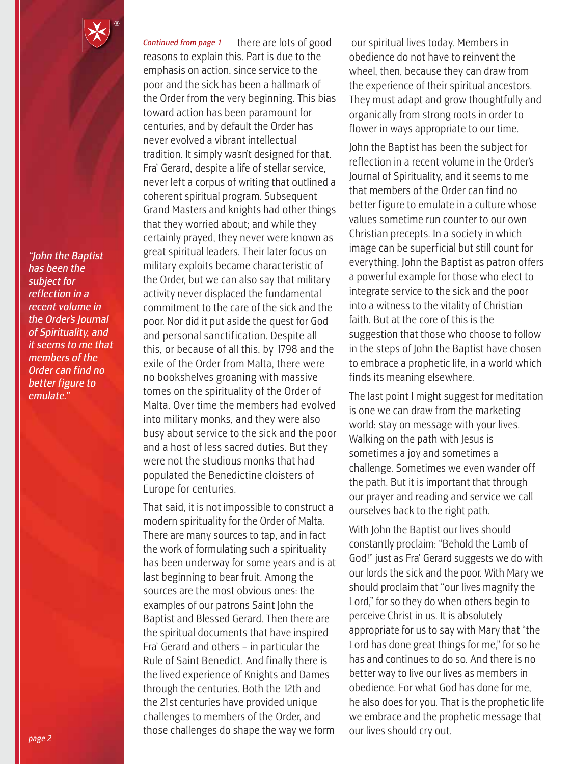*"John the Baptist has been the subject for reflection in a recent volume in the Order's Journal of Spirituality, and it seems to me that members of the Order can find no better figure to emulate."*

*Continued from page 1* there are lots of good reasons to explain this. Part is due to the emphasis on action, since service to the poor and the sick has been a hallmark of the Order from the very beginning. This bias toward action has been paramount for centuries, and by default the Order has never evolved a vibrant intellectual tradition. It simply wasn't designed for that. Fra' Gerard, despite a life of stellar service, never left a corpus of writing that outlined a coherent spiritual program. Subsequent Grand Masters and knights had other things that they worried about; and while they certainly prayed, they never were known as great spiritual leaders. Their later focus on military exploits became characteristic of the Order, but we can also say that military activity never displaced the fundamental commitment to the care of the sick and the poor. Nor did it put aside the quest for God and personal sanctification. Despite all this, or because of all this, by 1798 and the exile of the Order from Malta, there were no bookshelves groaning with massive tomes on the spirituality of the Order of Malta. Over time the members had evolved into military monks, and they were also busy about service to the sick and the poor and a host of less sacred duties. But they were not the studious monks that had populated the Benedictine cloisters of Europe for centuries.

That said, it is not impossible to construct a modern spirituality for the Order of Malta. There are many sources to tap, and in fact the work of formulating such a spirituality has been underway for some years and is at last beginning to bear fruit. Among the sources are the most obvious ones: the examples of our patrons Saint John the Baptist and Blessed Gerard. Then there are the spiritual documents that have inspired Fra' Gerard and others – in particular the Rule of Saint Benedict. And finally there is the lived experience of Knights and Dames through the centuries. Both the 12th and the 21st centuries have provided unique challenges to members of the Order, and those challenges do shape the way we form our spiritual lives today. Members in obedience do not have to reinvent the wheel, then, because they can draw from the experience of their spiritual ancestors. They must adapt and grow thoughtfully and organically from strong roots in order to flower in ways appropriate to our time.

John the Baptist has been the subject for reflection in a recent volume in the Order's Journal of Spirituality, and it seems to me that members of the Order can find no better figure to emulate in a culture whose values sometime run counter to our own Christian precepts. In a society in which image can be superficial but still count for everything, John the Baptist as patron offers a powerful example for those who elect to integrate service to the sick and the poor into a witness to the vitality of Christian faith. But at the core of this is the suggestion that those who choose to follow in the steps of John the Baptist have chosen to embrace a prophetic life, in a world which finds its meaning elsewhere.

The last point I might suggest for meditation is one we can draw from the marketing world: stay on message with your lives. Walking on the path with Jesus is sometimes a joy and sometimes a challenge. Sometimes we even wander off the path. But it is important that through our prayer and reading and service we call ourselves back to the right path.

With John the Baptist our lives should constantly proclaim: "Behold the Lamb of God!" just as Fra' Gerard suggests we do with our lords the sick and the poor. With Mary we should proclaim that "our lives magnify the Lord," for so they do when others begin to perceive Christ in us. It is absolutely appropriate for us to say with Mary that "the Lord has done great things for me," for so he has and continues to do so. And there is no better way to live our lives as members in obedience. For what God has done for me, he also does for you. That is the prophetic life we embrace and the prophetic message that our lives should cry out.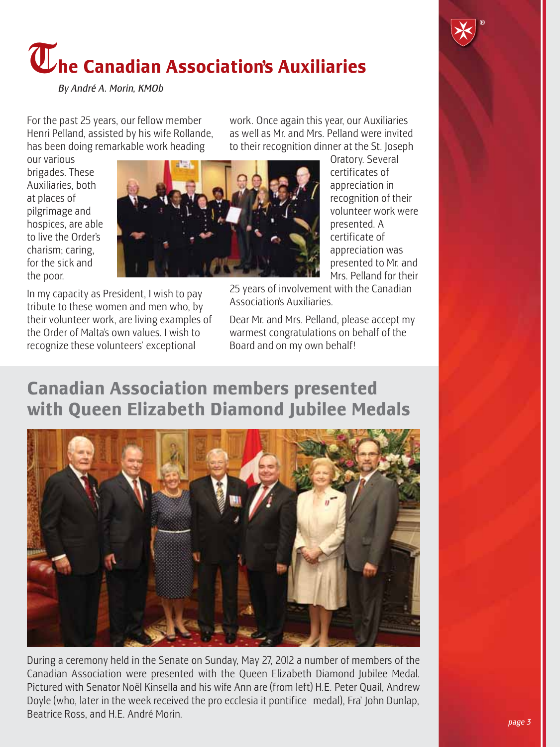# The Canadian Association's Auxiliaries

*By André A. Morin, KMOb*

For the past 25 years, our fellow member Henri Pelland, assisted by his wife Rollande, has been doing remarkable work heading our various brigades. These Auxiliaries, both at places of pilgrimage and hospices, are able to live the Order's charism; caring, for the sick and the poor.

In my capacity as President, I wish to pay tribute to these women and men who, by their volunteer work, are living examples of the Order of Malta's own values. I wish to recognize these volunteers' exceptional work. Once again this year, our Auxiliaries as well as Mr. and Mrs. Pelland were invited to their recognition dinner at the St. Joseph Oratory. Several certificates of appreciation in recognition of their volunteer work were presented. A certificate of appreciation was presented to Mr. and Mrs. Pelland for their 25 years of involvement with the Canadian Association's Auxiliaries.

Dear Mr. and Mrs. Pelland, please accept my warmest congratulations on behalf of the Board and on my own behalf!

## Canadian Association members presented with Queen Elizabeth Diamond Jubilee Medals

During a ceremony held in the Senate on Sunday, May 27, 2012 a number of members of the Canadian Association were presented with the Queen Elizabeth Diamond Jubilee Medal. Pictured with Senator Noël Kinsella and his wife Ann are (from left) H.E. Peter Quail, Andrew Doyle (who, later in the week received the pro ecclesia it pontifice medal), Fra' John Dunlap, Beatrice Ross, and H.E. André Morin.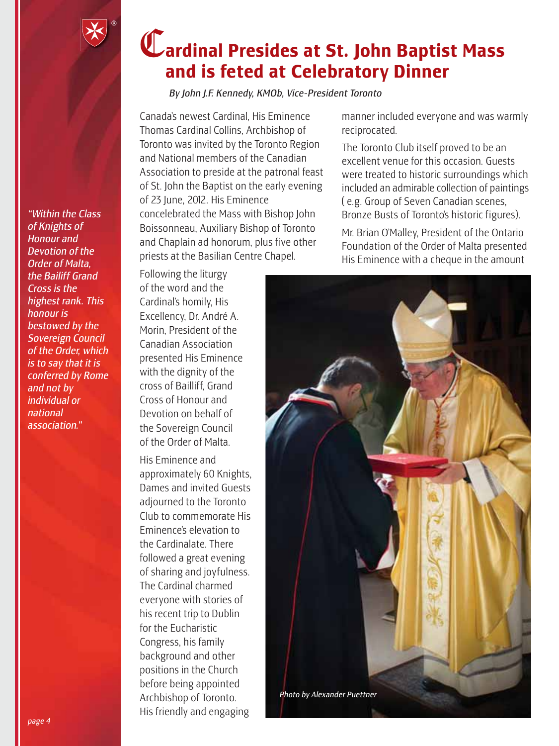# Cardinal Presides at St. John Baptist Mass and is feted at Celebratory Dinner

*By John J.F. Kennedy, KMOb, Vice-President Toronto*

*"Within the Class of Knights of Honour and Devotion of the Order of Malta, the Bailiff Grand Cross is the highest rank. This honour is bestowed by the Sovereign Council of the Order, which is to say that it is conferred by Rome and not by individual or national association."*

Canada's newest Cardinal, His Eminence Thomas Cardinal Collins, Archbishop of Toronto was invited by the Toronto Region and National members of the Canadian Association to preside at the patronal feast of St. John the Baptist on the early evening of 23 June, 2012. His Eminence concelebrated the Mass with Bishop John Boissonneau, Auxiliary Bishop of Toronto and Chaplain ad honorum, plus five other priests at the Basilian Centre Chapel.

Following the liturgy of the word and the Cardinal's homily, His Excellency, Dr. André A. Morin, President of the Canadian Association presented His Eminence with the dignity of the cross of Bailliff, Grand Cross of Honour and Devotion on behalf of the Sovereign Council of the Order of Malta.

His Eminence and approximately 60 Knights, Dames and invited Guests adjourned to the Toronto Club to commemorate His Eminence's elevation to the Cardinalate. There followed a great evening of sharing and joyfulness. The Cardinal charmed everyone with stories of his recent trip to Dublin for the Eucharistic Congress, his family background and other positions in the Church before being appointed Archbishop of Toronto. His friendly and engaging manner included everyone and was warmly reciprocated.

The Toronto Club itself proved to be an excellent venue for this occasion. Guests were treated to historic surroundings which included an admirable collection of paintings ( e.g. Group of Seven Canadian scenes, Bronze Busts of Toronto's historic figures).

Mr. Brian O'Malley, President of the Ontario Foundation of the Order of Malta presented His Eminence with a cheque in the amount

*Photo by Alexander Puettner*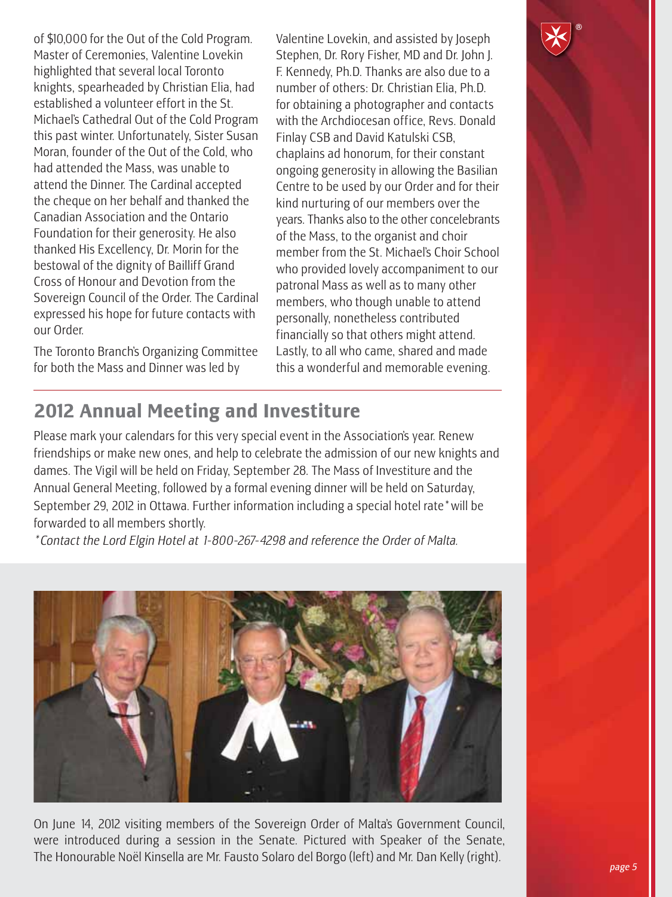of $10,000 for the Out of the Cold Program. Master of Ceremonies, Valentine Lovekin highlighted that several local Toronto knights, spearheaded by Christian Elia, had established a volunteer effort in the St. Michael's Cathedral Out of the Cold Program this past winter. Unfortunately, Sister Susan Moran, founder of the Out of the Cold, who had attended the Mass, was unable to attend the Dinner. The Cardinal accepted the cheque on her behalf and thanked the Canadian Association and the Ontario Foundation for their generosity. He also thanked His Excellency, Dr. Morin for the bestowal of the dignity of Baillff Grand Cross of Honour and Devotion from the Sovereign Council of the Order. The Cardinal expressed his hope for future contacts with our Order.

The Toronto Branch's Organizing Committee for both the Mass and Dinner was led by Valentine Lovekin, and assisted by Joseph Stephen, Dr. Rory Fisher, MD and Dr. John J. F. Kennedy, Ph.D. Thanks are also due to a number of others: Dr. Christian Elia, Ph.D. for obtaining a photographer and contacts with the Archdiocesan office, Revs. Donald Finlay CSB and David Katulski CSB, chaplains ad honorum, for their constant ongoing generosity in allowing the Basilian Centre to be used by our Order and for their kind nurturing of our members over the years. Thanks also to the other concelebrants of the Mass, to the organist and choir member from the St. Michael's Choir School who provided lovely accompaniment to our patronal Mass as well as to many other members, who though unable to attend personally, nonetheless contributed financially so that others might attend. Lastly, to all who came, shared and made this a wonderful and memorable evening.

## 2012 Annual Meeting and Investiture

Please mark your calendars for this very special event in the Association's year. Renew friendships or make new ones, and help to celebrate the admission of our new knights and dames. The Vigil will be held on Friday, September 28. The Mass of Investiture and the Annual General Meeting, followed by a formal evening dinner will be held on Saturday, September 29, 2012 in Ottawa. Further information including a special hotel rate* will be forwarded to all members shortly.

*\*Contact the Lord Elgin Hotel at 1-800-267-4298 and reference the Order of Malta.*

On June 14, 2012 visiting members of the Sovereign Order of Malta's Government Council, were introduced during a session in the Senate. Pictured with Speaker of the Senate, The Honourable Noël Kinsella are Mr. Fausto Solaro del Borgo (left) and Mr. Dan Kelly (right).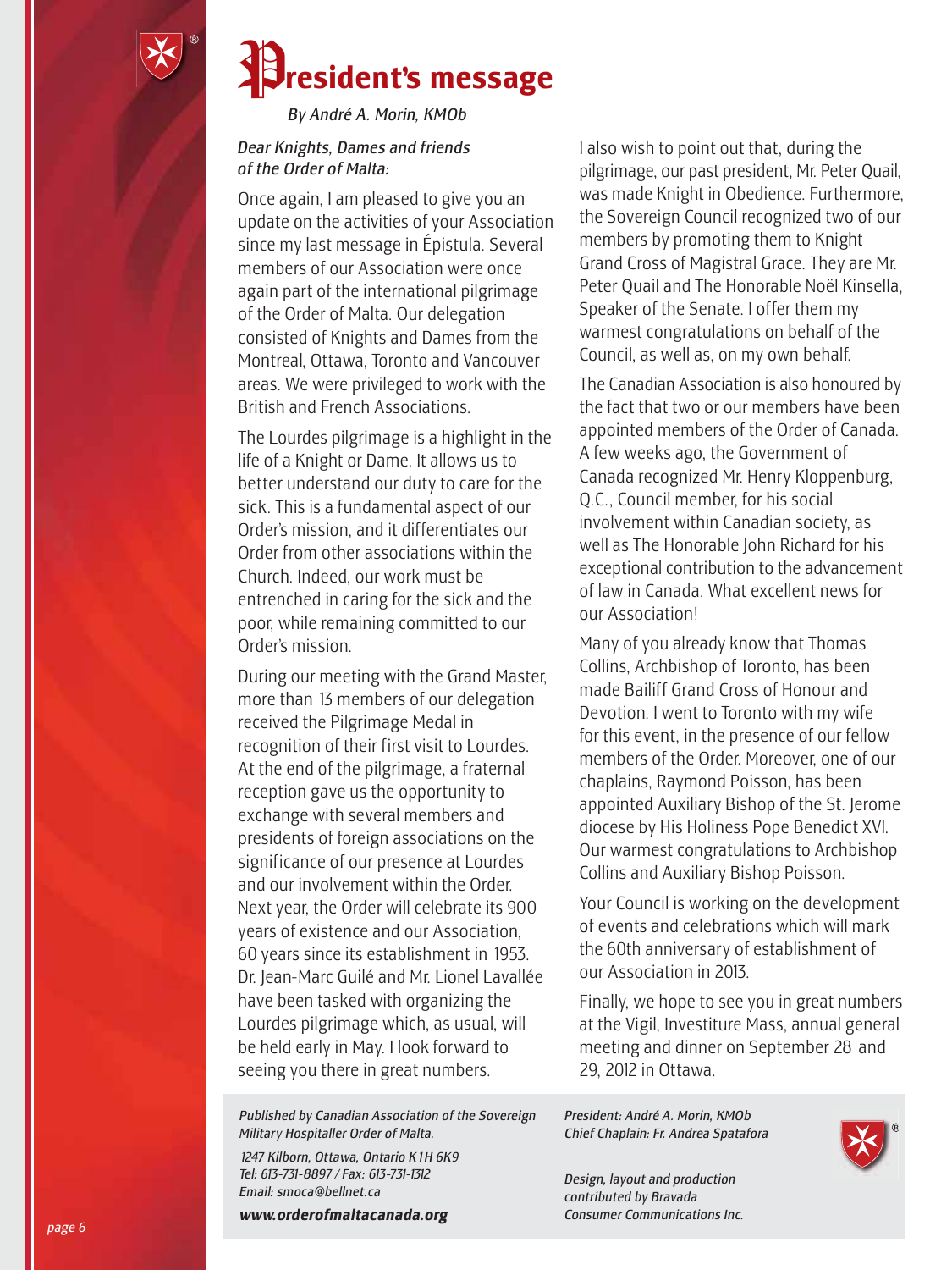# President's message

*By André A. Morin, KMOb*

*Dear Knights, Dames and friends of the Order of Malta:*

Once again, I am pleased to give you an update on the activities of your Association since my last message in Épistula. Several members of our Association were once again part of the international pilgrimage of the Order of Malta. Our delegation consisted of Knights and Dames from the Montreal, Ottawa, Toronto and Vancouver areas. We were privileged to work with the British and French Associations.

The Lourdes pilgrimage is a highlight in the life of a Knight or Dame. It allows us to better understand our duty to care for the sick. This is a fundamental aspect of our Order's mission, and it differentiates our Order from other associations within the Church. Indeed, our work must be entrenched in caring for the sick and the poor, while remaining committed to our Order's mission.

During our meeting with the Grand Master, more than 13 members of our delegation received the Pilgrimage Medal in recognition of their first visit to Lourdes. At the end of the pilgrimage, a fraternal reception gave us the opportunity to exchange with several members and presidents of foreign associations on the significance of our presence at Lourdes and our involvement within the Order. Next year, the Order will celebrate its 900 years of existence and our Association, 60 years since its establishment in 1953. Dr. Jean-Marc Guilé and Mr. Lionel Lavallée have been tasked with organizing the Lourdes pilgrimage which, as usual, will be held early in May. I look forward to seeing you there in great numbers.

I also wish to point out that, during the pilgrimage, our past president, Mr. Peter Quail, was made Knight in Obedience. Furthermore, the Sovereign Council recognized two of our members by promoting them to Knight Grand Cross of Magistral Grace. They are Mr. Peter Quail and The Honorable Noël Kinsella, Speaker of the Senate. I offer them my warmest congratulations on behalf of the Council, as well as, on my own behalf.

The Canadian Association is also honoured by the fact that two or our members have been appointed members of the Order of Canada. A few weeks ago, the Government of Canada recognized Mr. Henry Kloppenburg, Q.C., Council member, for his social involvement within Canadian society, as well as The Honorable John Richard for his exceptional contribution to the advancement of law in Canada. What excellent news for our Association!

Many of you already know that Thomas Collins, Archbishop of Toronto, has been made Bailiff Grand Cross of Honour and Devotion. I went to Toronto with my wife for this event, in the presence of our fellow members of the Order. Moreover, one of our chaplains, Raymond Poisson, has been appointed Auxiliary Bishop of the St. Jerome diocese by His Holiness Pope Benedict XVI. Our warmest congratulations to Archbishop Collins and Auxiliary Bishop Poisson.

Your Council is working on the development of events and celebrations which will mark the 60th anniversary of establishment of our Association in 2013.

Finally, we hope to see you in great numbers at the Vigil, Investiture Mass, annual general meeting and dinner on September 28 and 29, 2012 in Ottawa.

*Published by Canadian Association of the Sovereign Military Hospitaller Order of Malta.*

*1247 Kilborn, Ottawa, Ontario K1H 6K9*
*Tel: 613-731-8897 / Fax: 613-731-1312*
*Email: smoca@bellnet.ca*

***www.orderofmaltacanada.org***

*President: André A. Morin, KMOb*
*Chief Chaplain: Fr. Andrea Spatafora*

*Design, layout and production contributed by Bravada Consumer Communications Inc.*